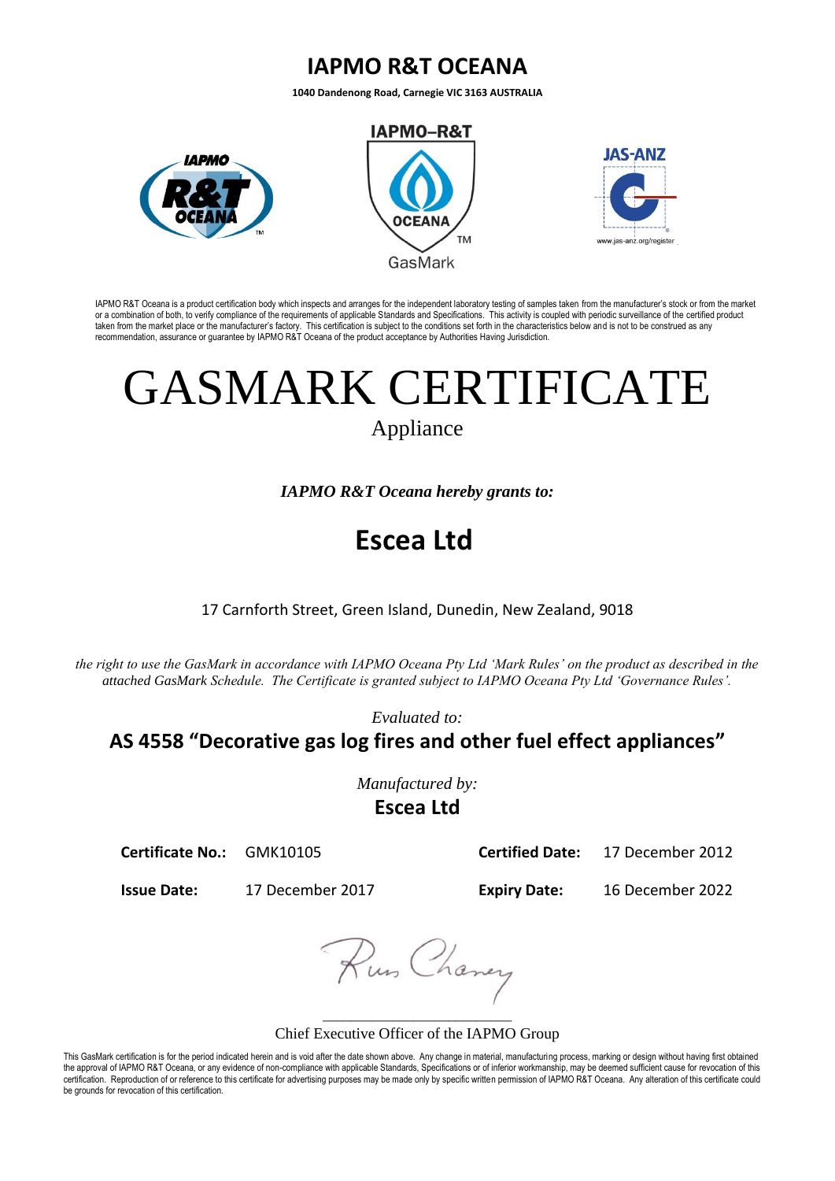# IAPMO R&T OCEANA

**1040 Dandenong Road, Carnegie VIC 3163 AUSTRALIA**

IAPMO R&T Oceana is a product certification body which inspects and arranges for the independent laboratory testing of samples taken from the manufacturer's stock or from the market or a combination of both, to verify compliance of the requirements of applicable Standards and Specifications. This activity is coupled with periodic surveillance of the certified product taken from the market place or the manufacturer's factory. This certification is subject to the conditions set forth in the characteristics below and is not to be construed as any recommendation, assurance or guarantee by IAPMO R&T Oceana of the product acceptance by Authorities Having Jurisdiction.

# GASMARK CERTIFICATE

Appliance

*IAPMO R&T Oceana hereby grants to:*

## Escea Ltd

17 Carnforth Street, Green Island, Dunedin, New Zealand, 9018

*the right to use the GasMark in accordance with IAPMO Oceana Pty Ltd 'Mark Rules' on the product as described in the attached GasMark Schedule. The Certificate is granted subject to IAPMO Oceana Pty Ltd 'Governance Rules'.*

*Evaluated to:*

**AS 4558 "Decorative gas log fires and other fuel effect appliances"**

*Manufactured by:*

**Escea Ltd**

**Certificate No.:** GMK10105 **Certified Date:** 17 December 2012

**Issue Date:** 17 December 2017 **Expiry Date:** 16 December 2022

Russ Chaney

Chief Executive Officer of the IAPMO Group

This GasMark certification is for the period indicated herein and is void after the date shown above. Any change in material, manufacturing process, marking or design without having first obtained the approval of IAPMO R&T Oceana, or any evidence of non-compliance with applicable Standards, Specifications or of inferior workmanship, may be deemed sufficient cause for revocation of this certification. Reproduction of or reference to this certificate for advertising purposes may be made only by specific written permission of IAPMO R&T Oceana. Any alteration of this certificate could be grounds for revocation of this certification.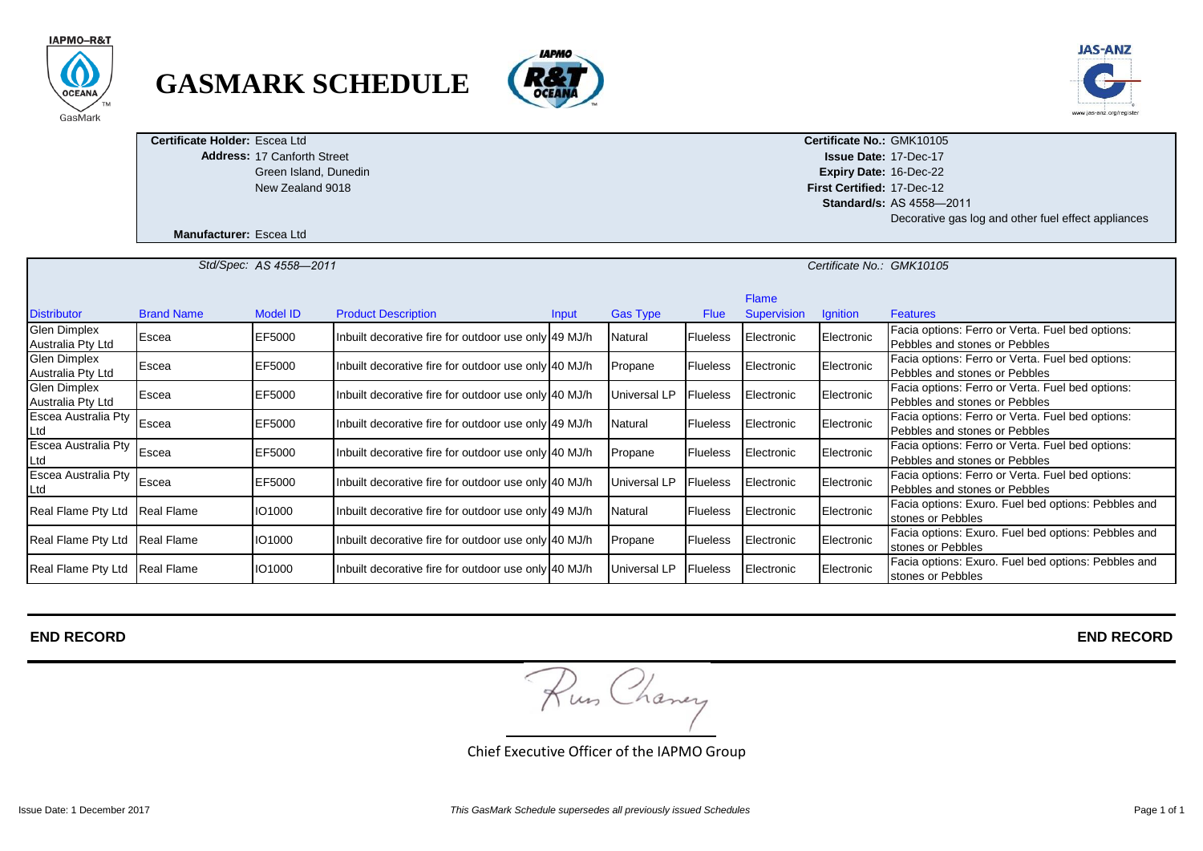# GASMARK SCHEDULE

| | | | |
|---|---|---|---|
| **Certificate Holder:** | Escea Ltd | **Certificate No.:** | GMK10105 |
| **Address:** | 17 Canforth Street | **Issue Date:** | 17-Dec-17 |
| | Green Island, Dunedin | **Expiry Date:** | 16-Dec-22 |
| | New Zealand 9018 | **First Certified:** | 17-Dec-12 |
| | | **Standard/s:** | AS 4558—2011 |
| | | | Decorative gas log and other fuel effect appliances |
| **Manufacturer:** | Escea Ltd | | |

*Std/Spec: AS 4558—2011*

*Certificate No.: GMK10105*

| Distributor | Brand Name | Model ID | Product Description | Input | Gas Type | Flue | Flame Supervision | Ignition | Features |
|---|---|---|---|---|---|---|---|---|---|
| Glen Dimplex Australia Pty Ltd | Escea | EF5000 | Inbuilt decorative fire for outdoor use only | 49 MJ/h | Natural | Flueless | Electronic | Electronic | Facia options: Ferro or Verta. Fuel bed options: Pebbles and stones or Pebbles |
| Glen Dimplex Australia Pty Ltd | Escea | EF5000 | Inbuilt decorative fire for outdoor use only | 40 MJ/h | Propane | Flueless | Electronic | Electronic | Facia options: Ferro or Verta. Fuel bed options: Pebbles and stones or Pebbles |
| Glen Dimplex Australia Pty Ltd | Escea | EF5000 | Inbuilt decorative fire for outdoor use only | 40 MJ/h | Universal LP | Flueless | Electronic | Electronic | Facia options: Ferro or Verta. Fuel bed options: Pebbles and stones or Pebbles |
| Escea Australia Pty Ltd | Escea | EF5000 | Inbuilt decorative fire for outdoor use only | 49 MJ/h | Natural | Flueless | Electronic | Electronic | Facia options: Ferro or Verta. Fuel bed options: Pebbles and stones or Pebbles |
| Escea Australia Pty Ltd | Escea | EF5000 | Inbuilt decorative fire for outdoor use only | 40 MJ/h | Propane | Flueless | Electronic | Electronic | Facia options: Ferro or Verta. Fuel bed options: Pebbles and stones or Pebbles |
| Escea Australia Pty Ltd | Escea | EF5000 | Inbuilt decorative fire for outdoor use only | 40 MJ/h | Universal LP | Flueless | Electronic | Electronic | Facia options: Ferro or Verta. Fuel bed options: Pebbles and stones or Pebbles |
| Real Flame Pty Ltd | Real Flame | IO1000 | Inbuilt decorative fire for outdoor use only | 49 MJ/h | Natural | Flueless | Electronic | Electronic | Facia options: Exuro. Fuel bed options: Pebbles and stones or Pebbles |
| Real Flame Pty Ltd | Real Flame | IO1000 | Inbuilt decorative fire for outdoor use only | 40 MJ/h | Propane | Flueless | Electronic | Electronic | Facia options: Exuro. Fuel bed options: Pebbles and stones or Pebbles |
| Real Flame Pty Ltd | Real Flame | IO1000 | Inbuilt decorative fire for outdoor use only | 40 MJ/h | Universal LP | Flueless | Electronic | Electronic | Facia options: Exuro. Fuel bed options: Pebbles and stones or Pebbles |

**END RECORD** **END RECORD**

Russ Chaney

Chief Executive Officer of the IAPMO Group

Issue Date: 1 December 2017

*This GasMark Schedule supersedes all previously issued Schedules*